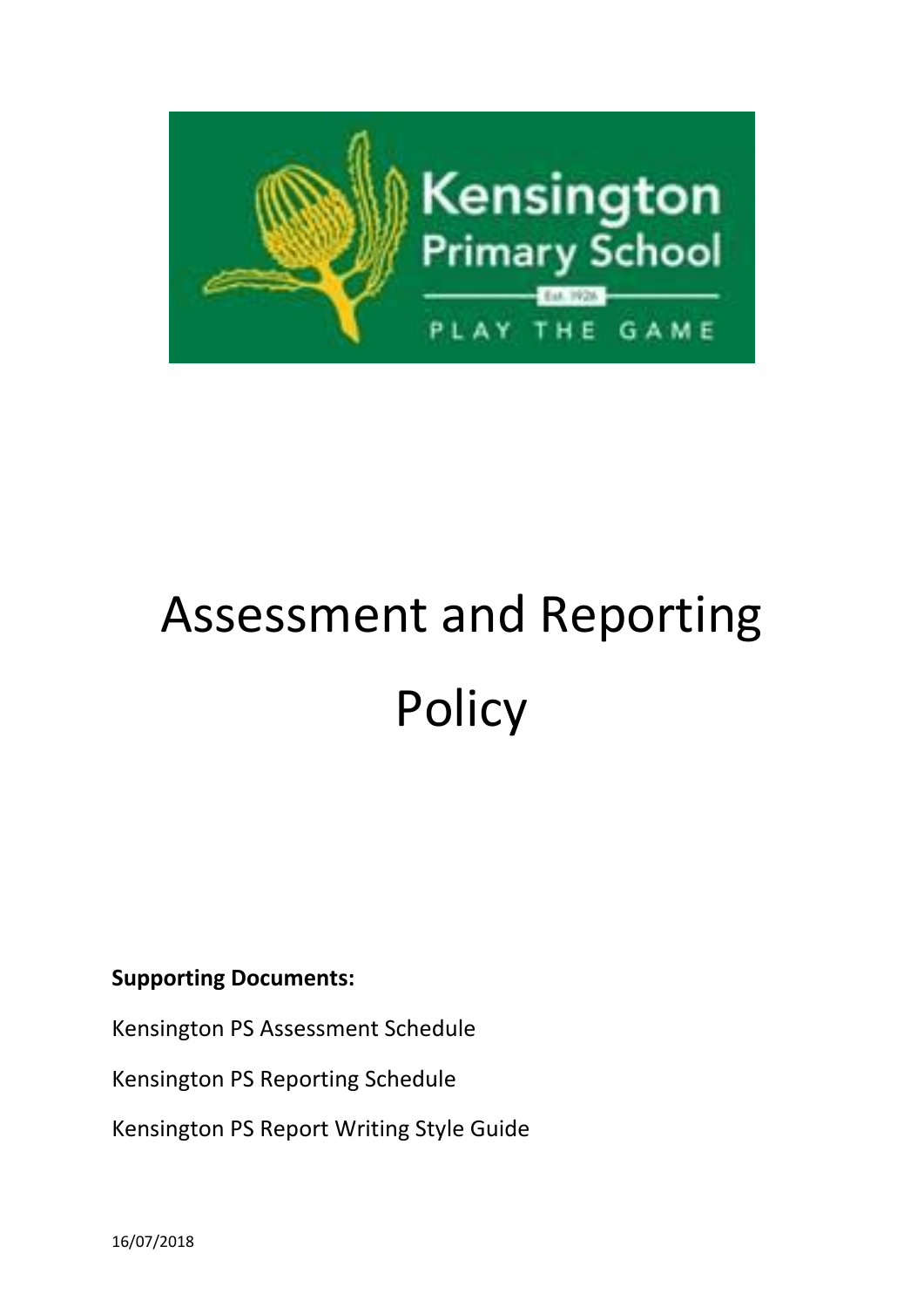Kensington Primary School

Est. 1926

PLAY THE GAME

# Assessment and Reporting Policy

**Supporting Documents:**

Kensington PS Assessment Schedule

Kensington PS Reporting Schedule

Kensington PS Report Writing Style Guide

16/07/2018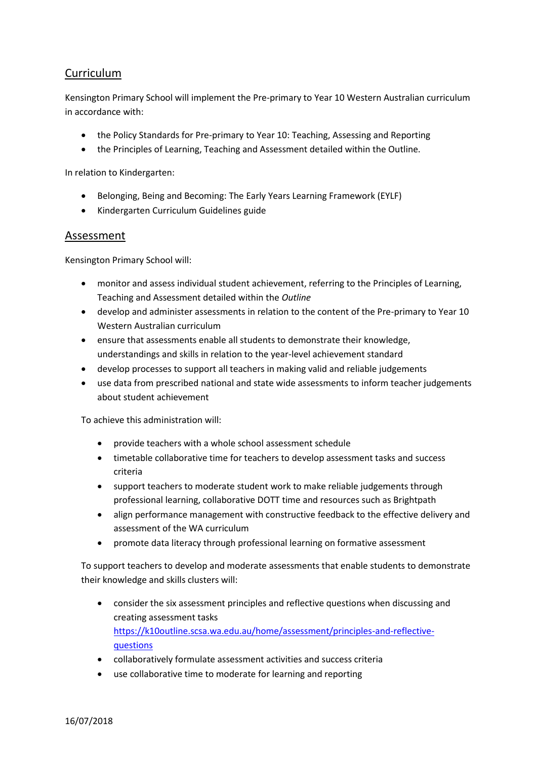## Curriculum

Kensington Primary School will implement the Pre-primary to Year 10 Western Australian curriculum in accordance with:

- the Policy Standards for Pre-primary to Year 10: Teaching, Assessing and Reporting
- the Principles of Learning, Teaching and Assessment detailed within the Outline.

In relation to Kindergarten:

- Belonging, Being and Becoming: The Early Years Learning Framework (EYLF)
- Kindergarten Curriculum Guidelines guide

## Assessment

Kensington Primary School will:

- monitor and assess individual student achievement, referring to the Principles of Learning, Teaching and Assessment detailed within the *Outline*
- develop and administer assessments in relation to the content of the Pre-primary to Year 10 Western Australian curriculum
- ensure that assessments enable all students to demonstrate their knowledge, understandings and skills in relation to the year-level achievement standard
- develop processes to support all teachers in making valid and reliable judgements
- use data from prescribed national and state wide assessments to inform teacher judgements about student achievement

To achieve this administration will:

- provide teachers with a whole school assessment schedule
- timetable collaborative time for teachers to develop assessment tasks and success criteria
- support teachers to moderate student work to make reliable judgements through professional learning, collaborative DOTT time and resources such as Brightpath
- align performance management with constructive feedback to the effective delivery and assessment of the WA curriculum
- promote data literacy through professional learning on formative assessment

To support teachers to develop and moderate assessments that enable students to demonstrate their knowledge and skills clusters will:

- consider the six assessment principles and reflective questions when discussing and creating assessment tasks https://k10outline.scsa.wa.edu.au/home/assessment/principles-and-reflective-questions
- collaboratively formulate assessment activities and success criteria
- use collaborative time to moderate for learning and reporting

16/07/2018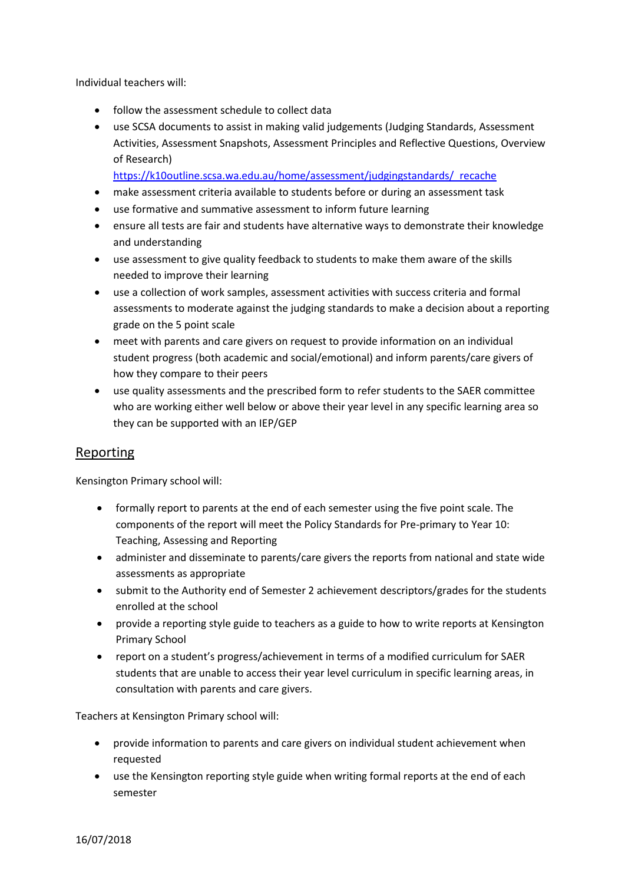Individual teachers will:

- follow the assessment schedule to collect data
- use SCSA documents to assist in making valid judgements (Judging Standards, Assessment Activities, Assessment Snapshots, Assessment Principles and Reflective Questions, Overview of Research)
  https://k10outline.scsa.wa.edu.au/home/assessment/judgingstandards/_recache
- make assessment criteria available to students before or during an assessment task
- use formative and summative assessment to inform future learning
- ensure all tests are fair and students have alternative ways to demonstrate their knowledge and understanding
- use assessment to give quality feedback to students to make them aware of the skills needed to improve their learning
- use a collection of work samples, assessment activities with success criteria and formal assessments to moderate against the judging standards to make a decision about a reporting grade on the 5 point scale
- meet with parents and care givers on request to provide information on an individual student progress (both academic and social/emotional) and inform parents/care givers of how they compare to their peers
- use quality assessments and the prescribed form to refer students to the SAER committee who are working either well below or above their year level in any specific learning area so they can be supported with an IEP/GEP

## Reporting

Kensington Primary school will:

- formally report to parents at the end of each semester using the five point scale. The components of the report will meet the Policy Standards for Pre-primary to Year 10: Teaching, Assessing and Reporting
- administer and disseminate to parents/care givers the reports from national and state wide assessments as appropriate
- submit to the Authority end of Semester 2 achievement descriptors/grades for the students enrolled at the school
- provide a reporting style guide to teachers as a guide to how to write reports at Kensington Primary School
- report on a student's progress/achievement in terms of a modified curriculum for SAER students that are unable to access their year level curriculum in specific learning areas, in consultation with parents and care givers.

Teachers at Kensington Primary school will:

- provide information to parents and care givers on individual student achievement when requested
- use the Kensington reporting style guide when writing formal reports at the end of each semester

16/07/2018